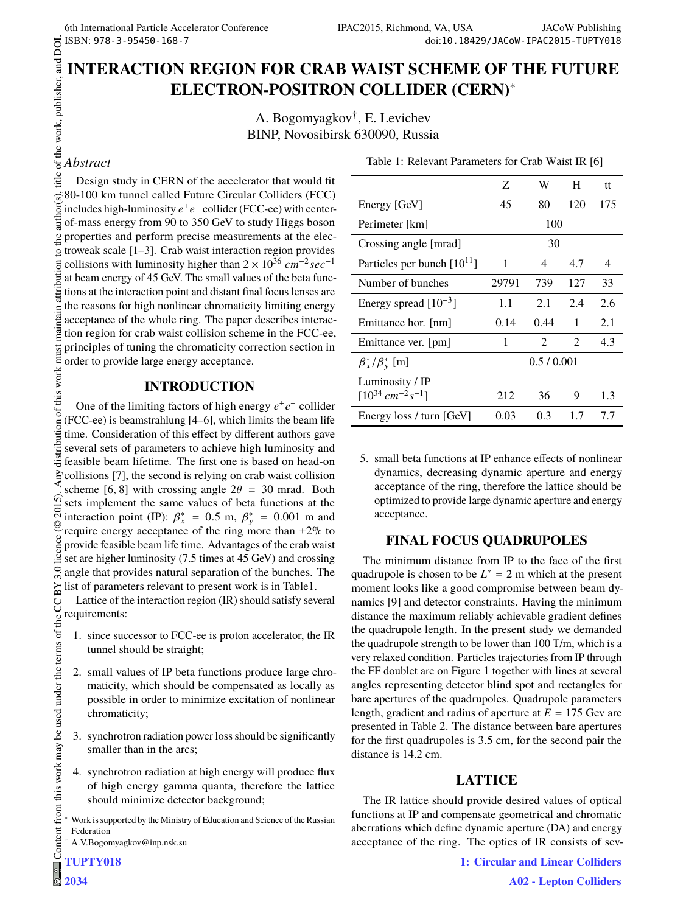# INTERACTION REGION FOR CRAB WAIST SCHEME OF THE FUTURE ELECTRON-POSITRON COLLIDER (CERN)*

A. Bogomyagkov†, E. Levichev
BINP, Novosibirsk 630090, Russia

## *Abstract*

Design study in CERN of the accelerator that would fit 80-100 km tunnel called Future Circular Colliders (FCC) includes high-luminosity $e^+e^-$ collider (FCC-ee) with center-of-mass energy from 90 to 350 GeV to study Higgs boson properties and perform precise measurements at the electroweak scale [1–3]. Crab waist interaction region provides collisions with luminosity higher than $2 \times 10^{36}$ $cm^{-2}sec^{-1}$ at beam energy of 45 GeV. The small values of the beta functions at the interaction point and distant final focus lenses are the reasons for high nonlinear chromaticity limiting energy acceptance of the whole ring. The paper describes interaction region for crab waist collision scheme in the FCC-ee, principles of tuning the chromaticity correction section in order to provide large energy acceptance.

## INTRODUCTION

One of the limiting factors of high energy $e^+e^-$ collider (FCC-ee) is beamstrahlung [4–6], which limits the beam life time. Consideration of this effect by different authors gave several sets of parameters to achieve high luminosity and feasible beam lifetime. The first one is based on head-on collisions [7], the second is relying on crab waist collision scheme [6, 8] with crossing angle $2\theta$ = 30 mrad. Both sets implement the same values of beta functions at the interaction point (IP): $\beta_x^* = 0.5$ m, $\beta_y^* = 0.001$ m and require energy acceptance of the ring more than ±2% to provide feasible beam life time. Advantages of the crab waist set are higher luminosity (7.5 times at 45 GeV) and crossing angle that provides natural separation of the bunches. The list of parameters relevant to present work is in Table1.

Lattice of the interaction region (IR) should satisfy several requirements:

1. since successor to FCC-ee is proton accelerator, the IR tunnel should be straight;
2. small values of IP beta functions produce large chromaticity, which should be compensated as locally as possible in order to minimize excitation of nonlinear chromaticity;
3. synchrotron radiation power loss should be significantly smaller than in the arcs;
4. synchrotron radiation at high energy will produce flux of high energy gamma quanta, therefore the lattice should minimize detector background;
5. small beta functions at IP enhance effects of nonlinear dynamics, decreasing dynamic aperture and energy acceptance of the ring, therefore the lattice should be optimized to provide large dynamic aperture and energy acceptance.

Table 1: Relevant Parameters for Crab Waist IR [6]

| | Z | W | H | tt |
|---|---|---|---|---|
| Energy [GeV] | 45 | 80 | 120 | 175 |
| Perimeter [km] | | 100 | | |
| Crossing angle [mrad] | | 30 | | |
| Particles per bunch [$10^{11}$] | 1 | 4 | 4.7 | 4 |
| Number of bunches | 29791 | 739 | 127 | 33 |
| Energy spread [$10^{-3}$] | 1.1 | 2.1 | 2.4 | 2.6 |
| Emittance hor. [nm] | 0.14 | 0.44 | 1 | 2.1 |
| Emittance ver. [pm] | 1 | 2 | 2 | 4.3 |
| $\beta_x^*/\beta_y^*$ [m] | | 0.5 / 0.001 | | |
| Luminosity / IP [$10^{34}$ $cm^{-2}s^{-1}$] | 212 | 36 | 9 | 1.3 |
| Energy loss / turn [GeV] | 0.03 | 0.3 | 1.7 | 7.7 |

## FINAL FOCUS QUADRUPOLES

The minimum distance from IP to the face of the first quadrupole is chosen to be $L^* = 2$ m which at the present moment looks like a good compromise between beam dynamics [9] and detector constraints. Having the minimum distance the maximum reliably achievable gradient defines the quadrupole length. In the present study we demanded the quadrupole strength to be lower than 100 T/m, which is a very relaxed condition. Particles trajectories from IP through the FF doublet are on Figure 1 together with lines at several angles representing detector blind spot and rectangles for bare apertures of the quadrupoles. Quadrupole parameters length, gradient and radius of aperture at $E = 175$ Gev are presented in Table 2. The distance between bare apertures for the first quadrupoles is 3.5 cm, for the second pair the distance is 14.2 cm.

## LATTICE

The IR lattice should provide desired values of optical functions at IP and compensate geometrical and chromatic aberrations which define dynamic aperture (DA) and energy acceptance of the ring. The optics of IR consists of sev-

---

* Work is supported by the Ministry of Education and Science of the Russian Federation
† A.V.Bogomyagkov@inp.nsk.su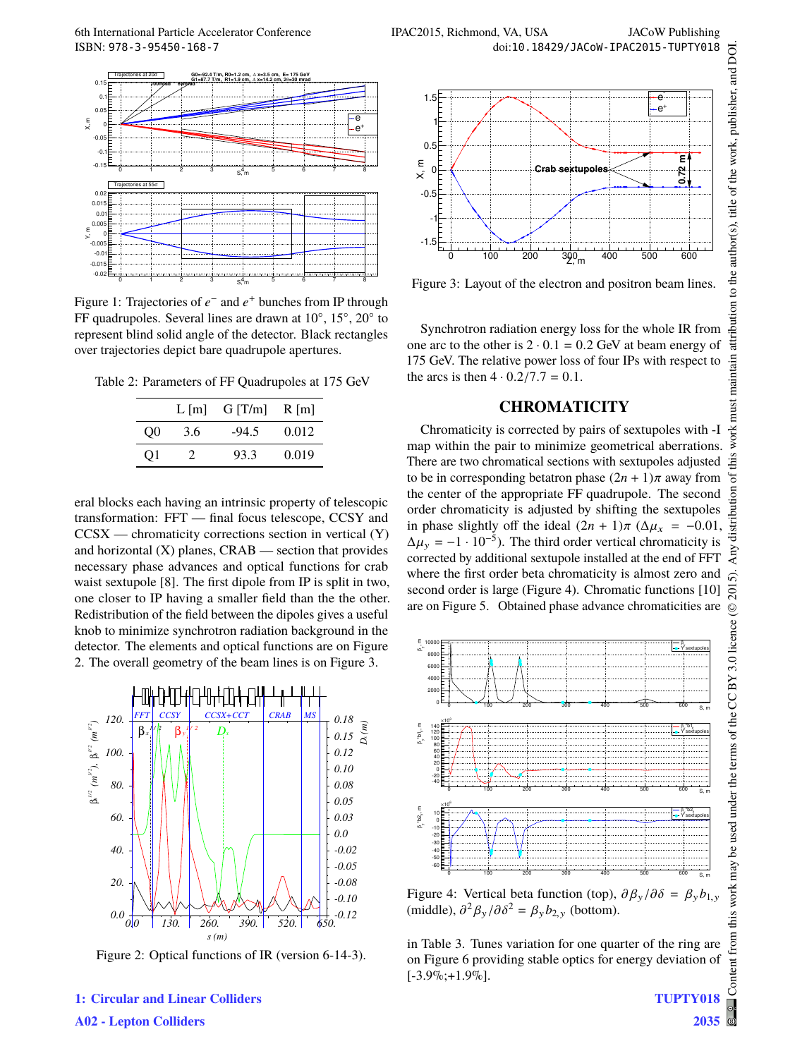Figure 1: Trajectories of $e^-$ and $e^+$ bunches from IP through FF quadrupoles. Several lines are drawn at 10°, 15°, 20° to represent blind solid angle of the detector. Black rectangles over trajectories depict bare quadrupole apertures.

Table 2: Parameters of FF Quadrupoles at 175 GeV

| | L [m] | G [T/m] | R [m] |
|---|---|---|---|
| Q0 | 3.6 | -94.5 | 0.012 |
| Q1 | 2 | 93.3 | 0.019 |

eral blocks each having an intrinsic property of telescopic transformation: FFT — final focus telescope, CCSY and CCSX — chromaticity corrections section in vertical (Y) and horizontal (X) planes, CRAB — section that provides necessary phase advances and optical functions for crab waist sextupole [8]. The first dipole from IP is split in two, one closer to IP having a smaller field than the other. Redistribution of the field between the dipoles gives a useful knob to minimize synchrotron radiation background in the detector. The elements and optical functions are on Figure 2. The overall geometry of the beam lines is on Figure 3.

Figure 2: Optical functions of IR (version 6-14-3).

Figure 3: Layout of the electron and positron beam lines.

Synchrotron radiation energy loss for the whole IR from one arc to the other is $2 \cdot 0.1 = 0.2$ GeV at beam energy of 175 GeV. The relative power loss of four IPs with respect to the arcs is then $4 \cdot 0.2/7.7 = 0.1$.

## CHROMATICITY

Chromaticity is corrected by pairs of sextupoles with -I map within the pair to minimize geometrical aberrations. There are two chromatical sections with sextupoles adjusted to be in corresponding betatron phase $(2n+1)\pi$ away from the center of the appropriate FF quadrupole. The second order chromaticity is adjusted by shifting the sextupoles in phase slightly off the ideal $(2n+1)\pi$ ($\Delta\mu_x = -0.01$, $\Delta\mu_y = -1 \cdot 10^{-5}$). The third order vertical chromaticity is corrected by additional sextupole installed at the end of FFT where the first order beta chromaticity is almost zero and second order is large (Figure 4). Chromatic functions [10] are on Figure 5. Obtained phase advance chromaticities are

Figure 4: Vertical beta function (top), $\partial\beta_y/\partial\delta = \beta_y b_{1,y}$ (middle), $\partial^2\beta_y/\partial\delta^2 = \beta_y b_{2,y}$ (bottom).

in Table 3. Tunes variation for one quarter of the ring are on Figure 6 providing stable optics for energy deviation of [-3.9%;+1.9%].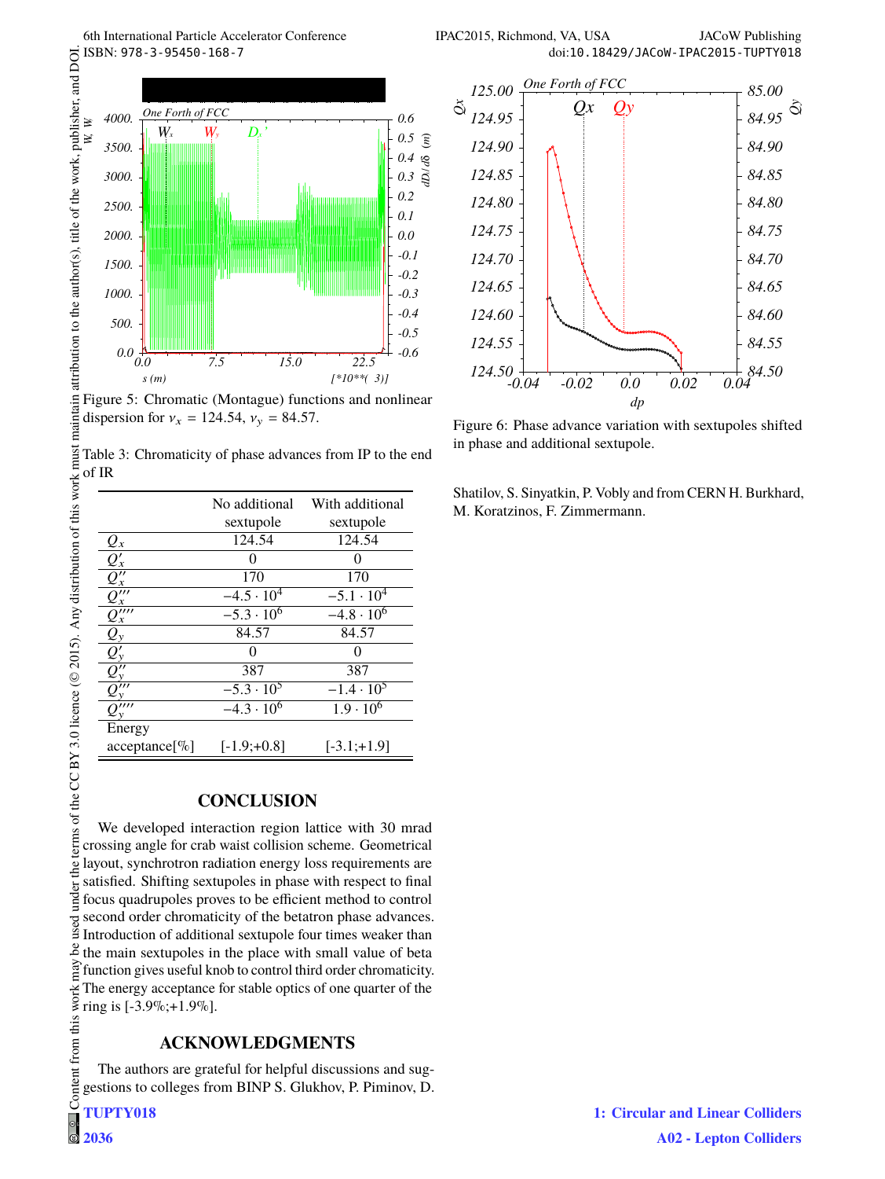Figure 5: Chromatic (Montague) functions and nonlinear dispersion for $\nu_x = 124.54$, $\nu_y = 84.57$.

Table 3: Chromaticity of phase advances from IP to the end of IR

| | No additional sextupole | With additional sextupole |
|---|---|---|
| $Q_x$ | 124.54 | 124.54 |
| $Q'_x$ | 0 | 0 |
| $Q''_x$ | 170 | 170 |
| $Q'''_x$ | $-4.5 \cdot 10^4$ | $-5.1 \cdot 10^4$ |
| $Q''''_x$ | $-5.3 \cdot 10^6$ | $-4.8 \cdot 10^6$ |
| $Q_y$ | 84.57 | 84.57 |
| $Q'_y$ | 0 | 0 |
| $Q''_y$ | 387 | 387 |
| $Q'''_y$ | $-5.3 \cdot 10^5$ | $-1.4 \cdot 10^5$ |
| $Q''''_y$ | $-4.3 \cdot 10^6$ | $1.9 \cdot 10^6$ |
| Energy acceptance[%] | [-1.9;+0.8] | [-3.1;+1.9] |

## CONCLUSION

We developed interaction region lattice with 30 mrad crossing angle for crab waist collision scheme. Geometrical layout, synchrotron radiation energy loss requirements are satisfied. Shifting sextupoles in phase with respect to final focus quadrupoles proves to be efficient method to control second order chromaticity of the betatron phase advances. Introduction of additional sextupole four times weaker than the main sextupoles in the place with small value of beta function gives useful knob to control third order chromaticity. The energy acceptance for stable optics of one quarter of the ring is [-3.9%;+1.9%].

## ACKNOWLEDGMENTS

The authors are grateful for helpful discussions and suggestions to colleges from BINP S. Glukhov, P. Piminov, D. Shatilov, S. Sinyatkin, P. Vobly and from CERN H. Burkhard, M. Koratzinos, F. Zimmermann.

Figure 6: Phase advance variation with sextupoles shifted in phase and additional sextupole.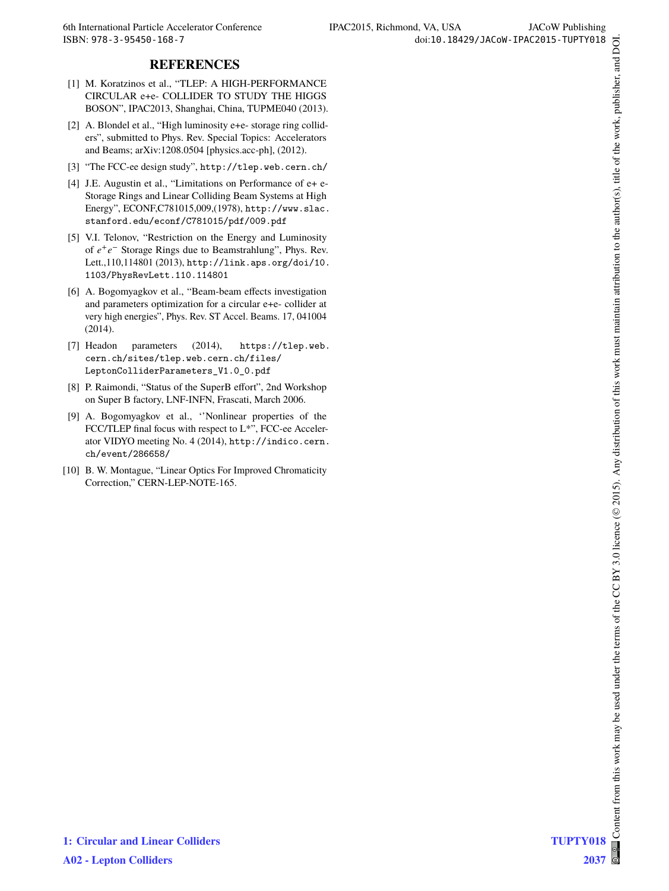## REFERENCES

[1] M. Koratzinos et al., "TLEP: A HIGH-PERFORMANCE CIRCULAR e+e- COLLIDER TO STUDY THE HIGGS BOSON", IPAC2013, Shanghai, China, TUPME040 (2013).

[2] A. Blondel et al., "High luminosity e+e- storage ring colliders", submitted to Phys. Rev. Special Topics: Accelerators and Beams; arXiv:1208.0504 [physics.acc-ph], (2012).

[3] "The FCC-ee design study", http://tlep.web.cern.ch/

[4] J.E. Augustin et al., "Limitations on Performance of e+ e- Storage Rings and Linear Colliding Beam Systems at High Energy", ECONF,C781015,009,(1978), http://www.slac.stanford.edu/econf/C781015/pdf/009.pdf

[5] V.I. Telonov, "Restriction on the Energy and Luminosity of $e^+e^-$ Storage Rings due to Beamstrahlung", Phys. Rev. Lett.,110,114801 (2013), http://link.aps.org/doi/10.1103/PhysRevLett.110.114801

[6] A. Bogomyagkov et al., "Beam-beam effects investigation and parameters optimization for a circular e+e- collider at very high energies", Phys. Rev. ST Accel. Beams. 17, 041004 (2014).

[7] Headon parameters (2014), https://tlep.web.cern.ch/sites/tlep.web.cern.ch/files/LeptonColliderParameters_V1.0_0.pdf

[8] P. Raimondi, "Status of the SuperB effort", 2nd Workshop on Super B factory, LNF-INFN, Frascati, March 2006.

[9] A. Bogomyagkov et al., ''Nonlinear properties of the FCC/TLEP final focus with respect to L*", FCC-ee Accelerator VIDYO meeting No. 4 (2014), http://indico.cern.ch/event/286658/

[10] B. W. Montague, "Linear Optics For Improved Chromaticity Correction," CERN-LEP-NOTE-165.